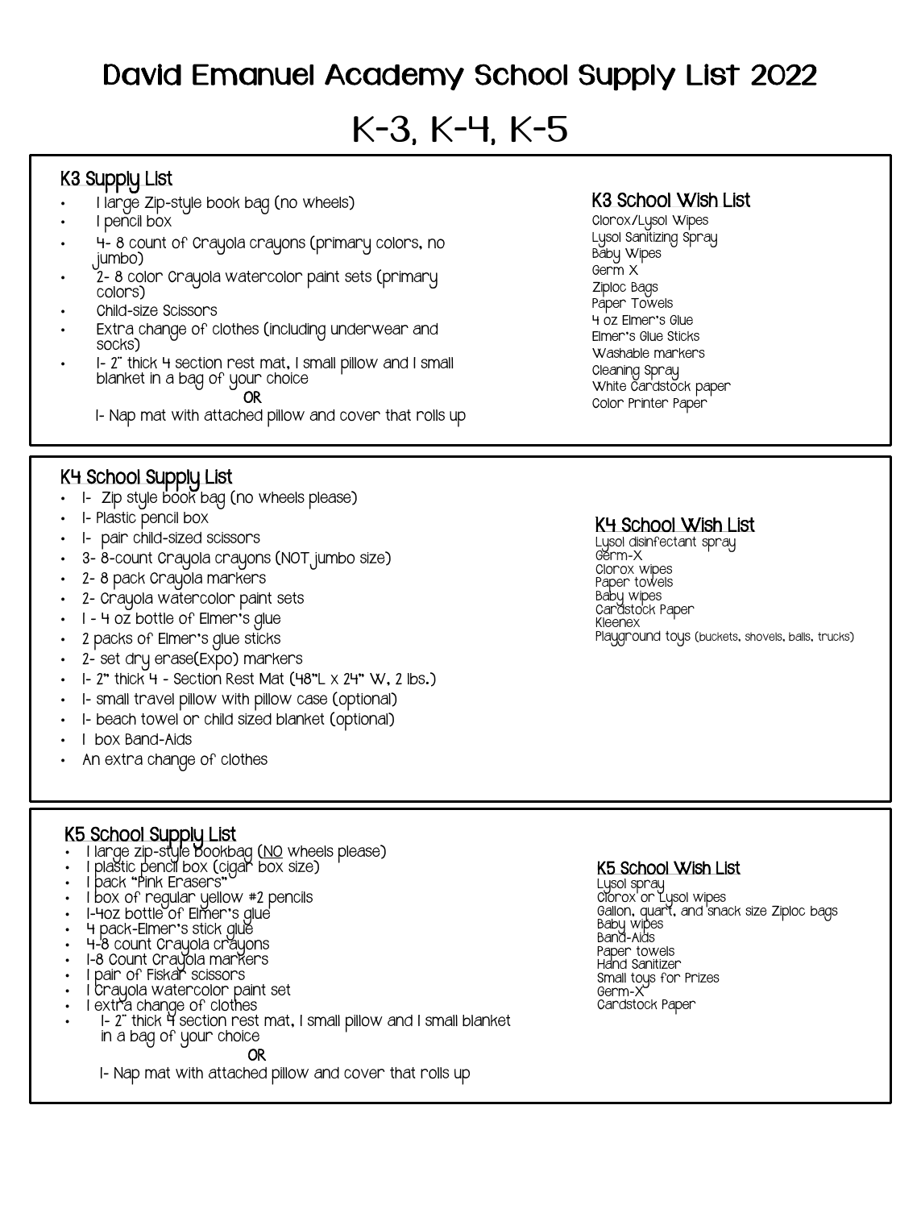# David Emanuel Academy School Supply List 2022

# K-3, K-4, K-5

## K3 Supply List

- 1 large Zip-style book bag (no wheels)
- 1 pencil box
- 4- 8 count of Crayola crayons (primary colors, no jumbo)
- 2- 8 color Crayola watercolor paint sets (primary colors)
- Child-size Scissors
- Extra change of clothes (including underwear and socks)
- 1- 2" thick 4 section rest mat, 1 small pillow and 1 small blanket in a bag of your choice

  **OR**

  1- Nap mat with attached pillow and cover that rolls up

### K3 School Wish List

Clorox/Lysol Wipes
Lysol Sanitizing Spray
Baby Wipes
Germ X
Ziploc Bags
Paper Towels
4 oz Elmer's Glue
Elmer's Glue Sticks
Washable markers
Cleaning Spray
White Cardstock paper
Color Printer Paper

## K4 School Supply List

- 1- Zip style book bag (no wheels please)
- 1- Plastic pencil box
- 1- pair child-sized scissors
- 3- 8-count Crayola crayons (NOT jumbo size)
- 2- 8 pack Crayola markers
- 2- Crayola watercolor paint sets
- 1 - 4 oz bottle of Elmer's glue
- 2 packs of Elmer's glue sticks
- 2- set dry erase(Expo) markers
- 1- 2" thick 4 - Section Rest Mat (48"L x 24" W, 2 lbs.)
- 1- small travel pillow with pillow case (optional)
- 1- beach towel or child sized blanket (optional)
- 1 box Band-Aids
- An extra change of clothes

### K4 School Wish List

Lysol disinfectant spray
Germ-X
Clorox wipes
Paper towels
Baby wipes
Cardstock Paper
Kleenex
Playground toys (buckets, shovels, balls, trucks)

## K5 School Supply List

- 1 large zip-style bookbag (<u>NO</u> wheels please)
- 1 plastic pencil box (cigar box size)
- 1 pack "Pink Erasers"
- 1 box of regular yellow #2 pencils
- 1-4oz bottle of Elmer's glue
- 4 pack-Elmer's stick glue
- 4-8 count Crayola crayons
- 1-8 Count Crayola markers
- 1 pair of Fiskar scissors
- 1 Crayola watercolor paint set
- 1 extra change of clothes
- 1- 2" thick 4 section rest mat, 1 small pillow and 1 small blanket in a bag of your choice

  **OR**

  1- Nap mat with attached pillow and cover that rolls up

### K5 School Wish List

Lysol spray
Clorox or Lysol wipes
Gallon, quart, and snack size Ziploc bags
Baby wipes
Band-Aids
Paper towels
Hand Sanitizer
Small toys for Prizes
Germ-X
Cardstock Paper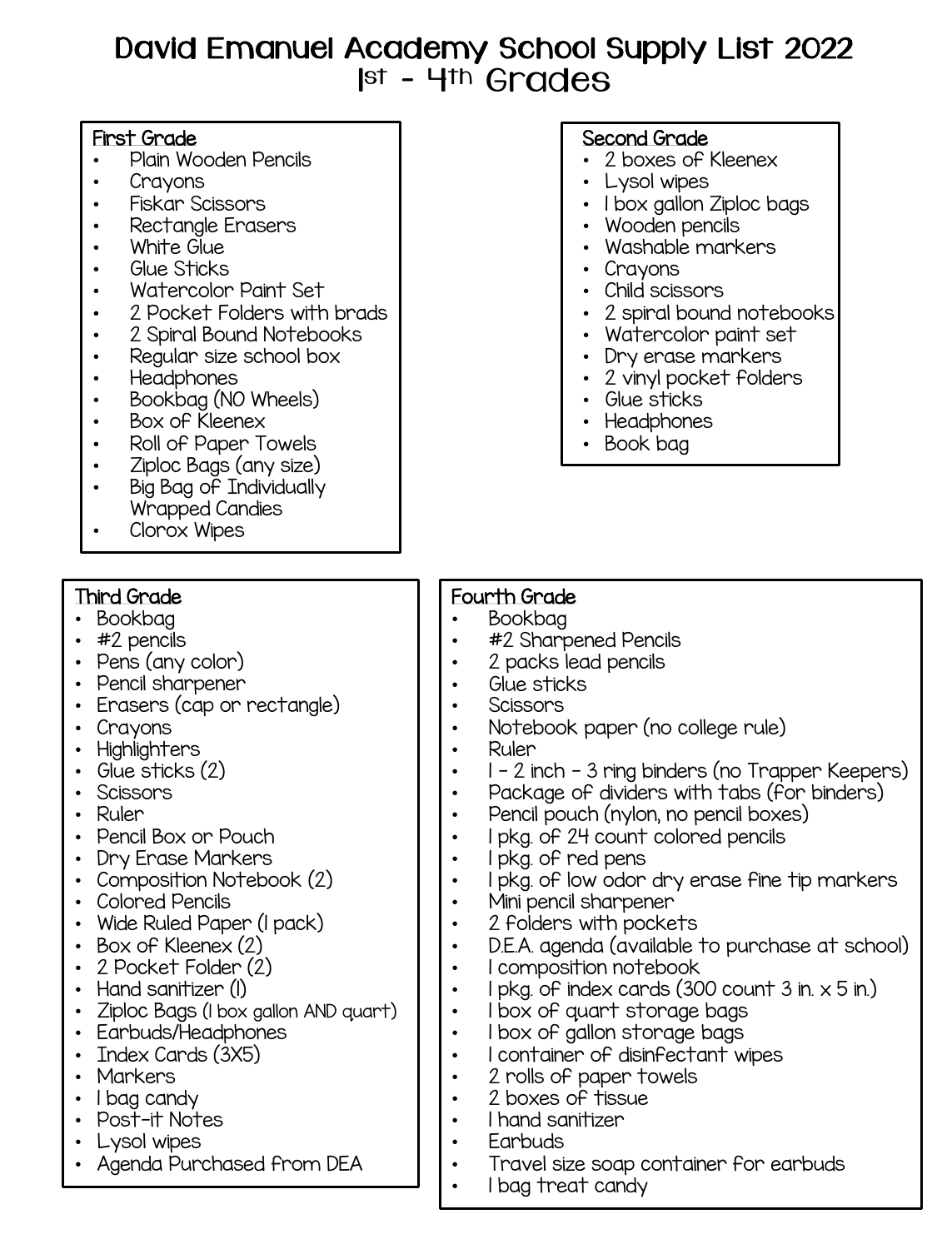# David Emanuel Academy School Supply List 2022
## 1st - 4th Grades

### First Grade

- Plain Wooden Pencils
- Crayons
- Fiskar Scissors
- Rectangle Erasers
- White Glue
- Glue Sticks
- Watercolor Paint Set
- 2 Pocket Folders with brads
- 2 Spiral Bound Notebooks
- Regular size school box
- Headphones
- Bookbag (NO Wheels)
- Box of Kleenex
- Roll of Paper Towels
- Ziploc Bags (any size)
- Big Bag of Individually Wrapped Candies
- Clorox Wipes

### Second Grade

- 2 boxes of Kleenex
- Lysol wipes
- 1 box gallon Ziploc bags
- Wooden pencils
- Washable markers
- Crayons
- Child scissors
- 2 spiral bound notebooks
- Watercolor paint set
- Dry erase markers
- 2 vinyl pocket folders
- Glue sticks
- Headphones
- Book bag

### Third Grade

- Bookbag
- #2 pencils
- Pens (any color)
- Pencil sharpener
- Erasers (cap or rectangle)
- Crayons
- Highlighters
- Glue sticks (2)
- Scissors
- Ruler
- Pencil Box or Pouch
- Dry Erase Markers
- Composition Notebook (2)
- Colored Pencils
- Wide Ruled Paper (1 pack)
- Box of Kleenex (2)
- 2 Pocket Folder (2)
- Hand sanitizer (1)
- Ziploc Bags (1 box gallon AND quart)
- Earbuds/Headphones
- Index Cards (3X5)
- Markers
- 1 bag candy
- Post-it Notes
- Lysol wipes
- Agenda Purchased from DEA

### Fourth Grade

- Bookbag
- #2 Sharpened Pencils
- 2 packs lead pencils
- Glue sticks
- Scissors
- Notebook paper (no college rule)
- Ruler
- 1 - 2 inch - 3 ring binders (no Trapper Keepers)
- Package of dividers with tabs (for binders)
- Pencil pouch (nylon, no pencil boxes)
- 1 pkg. of 24 count colored pencils
- 1 pkg. of red pens
- 1 pkg. of low odor dry erase fine tip markers
- Mini pencil sharpener
- 2 folders with pockets
- D.E.A. agenda (available to purchase at school)
- 1 composition notebook
- 1 pkg. of index cards (300 count 3 in. x 5 in.)
- 1 box of quart storage bags
- 1 box of gallon storage bags
- 1 container of disinfectant wipes
- 2 rolls of paper towels
- 2 boxes of tissue
- 1 hand sanitizer
- Earbuds
- Travel size soap container for earbuds
- 1 bag treat candy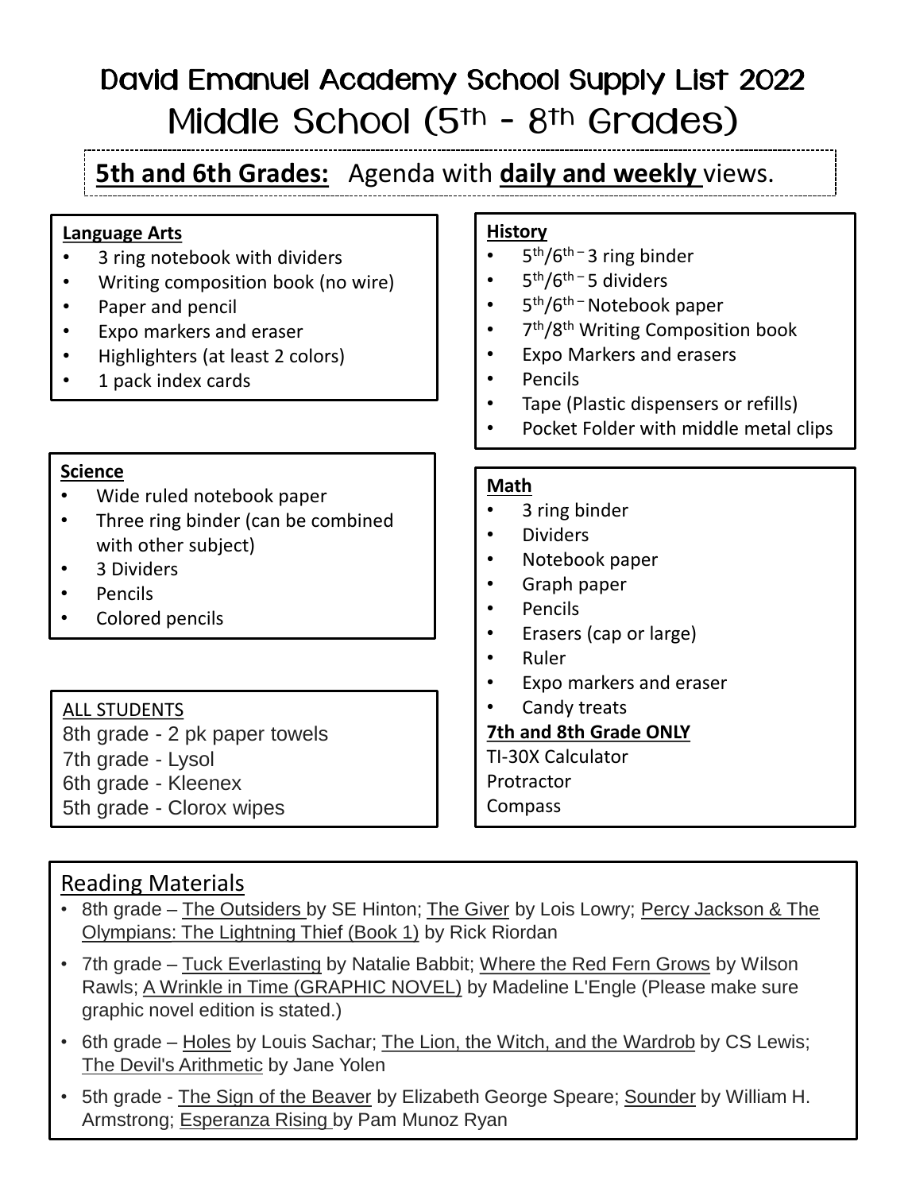# David Emanuel Academy School Supply List 2022

## Middle School (5th - 8th Grades)

**5th and 6th Grades:** Agenda with **daily and weekly** views.

**Language Arts**

- 3 ring notebook with dividers
- Writing composition book (no wire)
- Paper and pencil
- Expo markers and eraser
- Highlighters (at least 2 colors)
- 1 pack index cards

**History**

- 5th/6th – 3 ring binder
- 5th/6th – 5 dividers
- 5th/6th – Notebook paper
- 7th/8th Writing Composition book
- Expo Markers and erasers
- Pencils
- Tape (Plastic dispensers or refills)
- Pocket Folder with middle metal clips

**Science**

- Wide ruled notebook paper
- Three ring binder (can be combined with other subject)
- 3 Dividers
- Pencils
- Colored pencils

**Math**

- 3 ring binder
- Dividers
- Notebook paper
- Graph paper
- Pencils
- Erasers (cap or large)
- Ruler
- Expo markers and eraser
- Candy treats

**7th and 8th Grade ONLY**

TI-30X Calculator
Protractor
Compass

ALL STUDENTS

8th grade - 2 pk paper towels
7th grade - Lysol
6th grade - Kleenex
5th grade - Clorox wipes

### Reading Materials

- 8th grade – The Outsiders by SE Hinton; The Giver by Lois Lowry; Percy Jackson & The Olympians: The Lightning Thief (Book 1) by Rick Riordan
- 7th grade – Tuck Everlasting by Natalie Babbit; Where the Red Fern Grows by Wilson Rawls; A Wrinkle in Time (GRAPHIC NOVEL) by Madeline L'Engle (Please make sure graphic novel edition is stated.)
- 6th grade – Holes by Louis Sachar; The Lion, the Witch, and the Wardrob by CS Lewis; The Devil's Arithmetic by Jane Yolen
- 5th grade - The Sign of the Beaver by Elizabeth George Speare; Sounder by William H. Armstrong; Esperanza Rising by Pam Munoz Ryan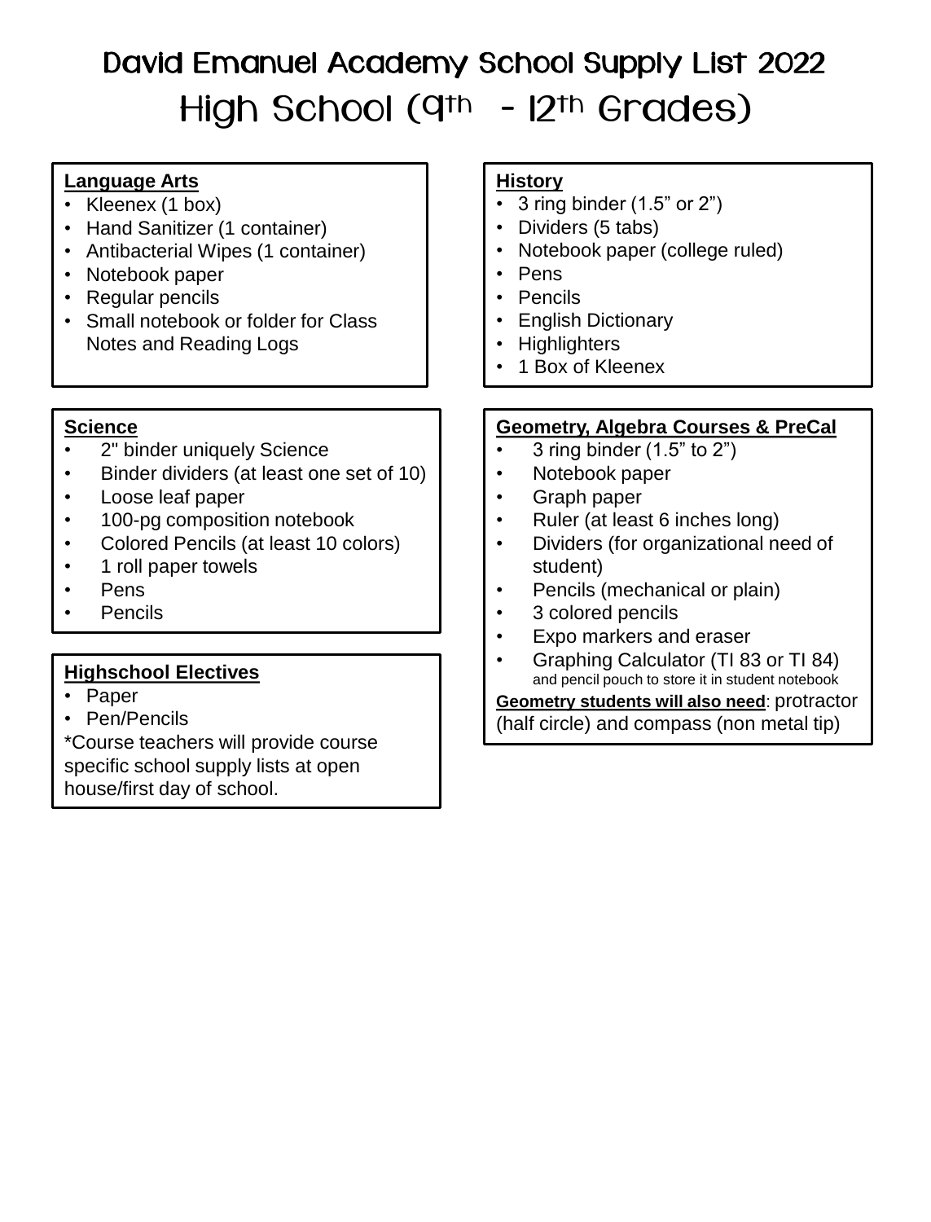# David Emanuel Academy School Supply List 2022

## High School (9th - 12th Grades)

**Language Arts**

- Kleenex (1 box)
- Hand Sanitizer (1 container)
- Antibacterial Wipes (1 container)
- Notebook paper
- Regular pencils
- Small notebook or folder for Class Notes and Reading Logs

**Science**

- 2" binder uniquely Science
- Binder dividers (at least one set of 10)
- Loose leaf paper
- 100-pg composition notebook
- Colored Pencils (at least 10 colors)
- 1 roll paper towels
- Pens
- Pencils

**Highschool Electives**

- Paper
- Pen/Pencils

*Course teachers will provide course specific school supply lists at open house/first day of school.

**History**

- 3 ring binder (1.5" or 2")
- Dividers (5 tabs)
- Notebook paper (college ruled)
- Pens
- Pencils
- English Dictionary
- Highlighters
- 1 Box of Kleenex

**Geometry, Algebra Courses & PreCal**

- 3 ring binder (1.5" to 2")
- Notebook paper
- Graph paper
- Ruler (at least 6 inches long)
- Dividers (for organizational need of student)
- Pencils (mechanical or plain)
- 3 colored pencils
- Expo markers and eraser
- Graphing Calculator (TI 83 or TI 84) and pencil pouch to store it in student notebook

**Geometry students will also need**: protractor (half circle) and compass (non metal tip)